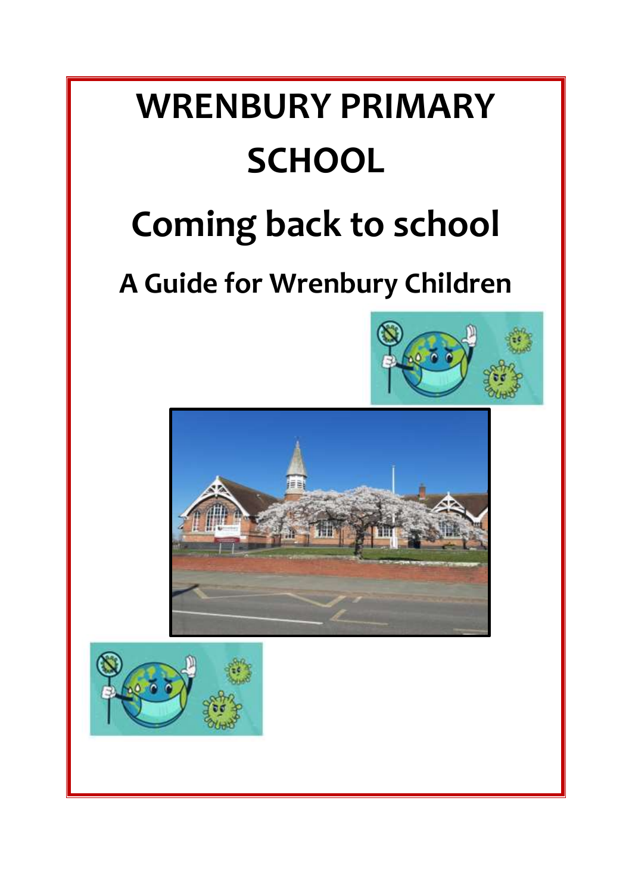# WRENBURY PRIMARY SCHOOL

# Coming back to school

## A Guide for Wrenbury Children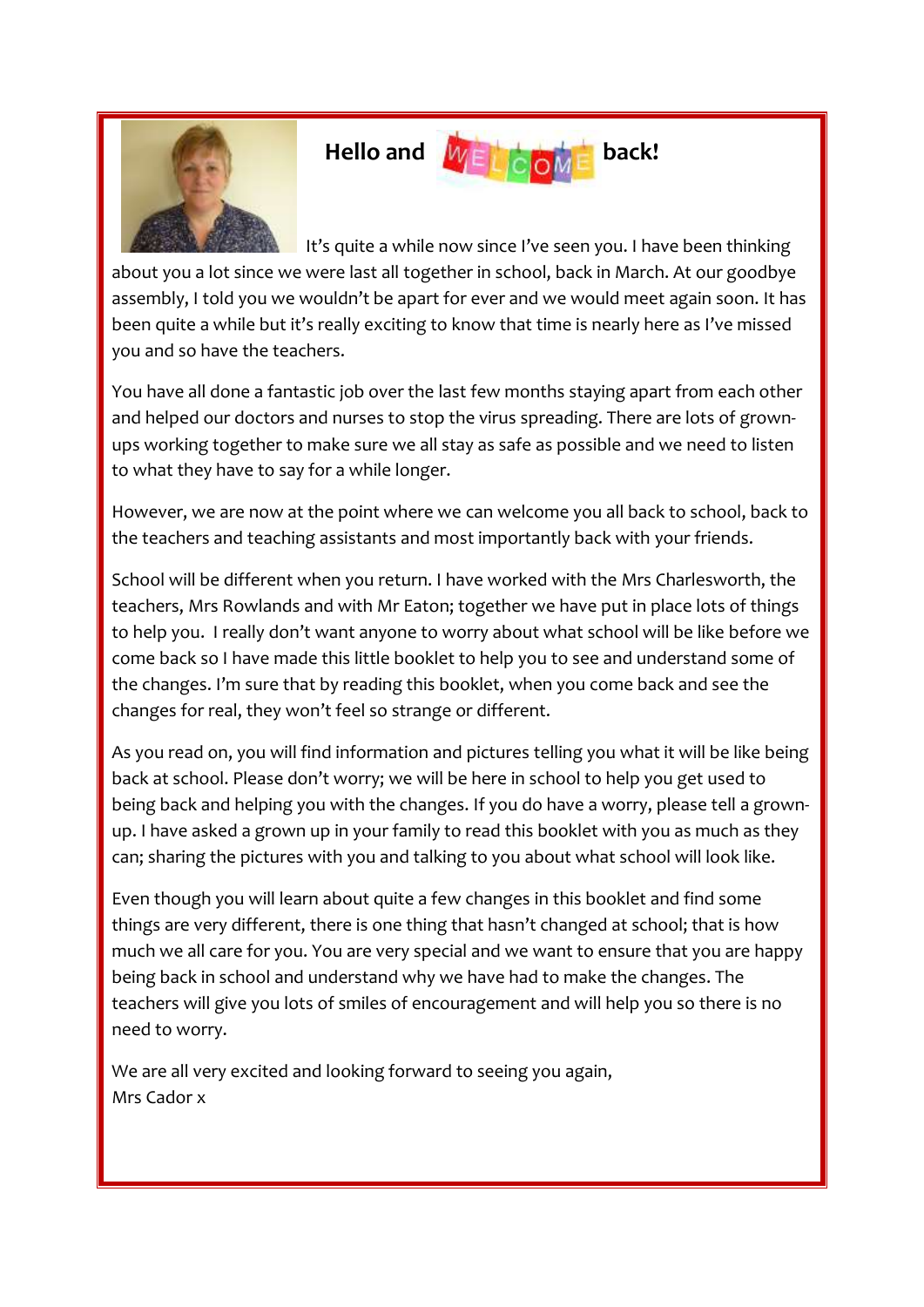# Hello and WELCOME back!

It's quite a while now since I've seen you. I have been thinking about you a lot since we were last all together in school, back in March. At our goodbye assembly, I told you we wouldn't be apart for ever and we would meet again soon. It has been quite a while but it's really exciting to know that time is nearly here as I've missed you and so have the teachers.

You have all done a fantastic job over the last few months staying apart from each other and helped our doctors and nurses to stop the virus spreading. There are lots of grown-ups working together to make sure we all stay as safe as possible and we need to listen to what they have to say for a while longer.

However, we are now at the point where we can welcome you all back to school, back to the teachers and teaching assistants and most importantly back with your friends.

School will be different when you return. I have worked with the Mrs Charlesworth, the teachers, Mrs Rowlands and with Mr Eaton; together we have put in place lots of things to help you. I really don't want anyone to worry about what school will be like before we come back so I have made this little booklet to help you to see and understand some of the changes. I'm sure that by reading this booklet, when you come back and see the changes for real, they won't feel so strange or different.

As you read on, you will find information and pictures telling you what it will be like being back at school. Please don't worry; we will be here in school to help you get used to being back and helping you with the changes. If you do have a worry, please tell a grown-up. I have asked a grown up in your family to read this booklet with you as much as they can; sharing the pictures with you and talking to you about what school will look like.

Even though you will learn about quite a few changes in this booklet and find some things are very different, there is one thing that hasn't changed at school; that is how much we all care for you. You are very special and we want to ensure that you are happy being back in school and understand why we have had to make the changes. The teachers will give you lots of smiles of encouragement and will help you so there is no need to worry.

We are all very excited and looking forward to seeing you again,
Mrs Cador x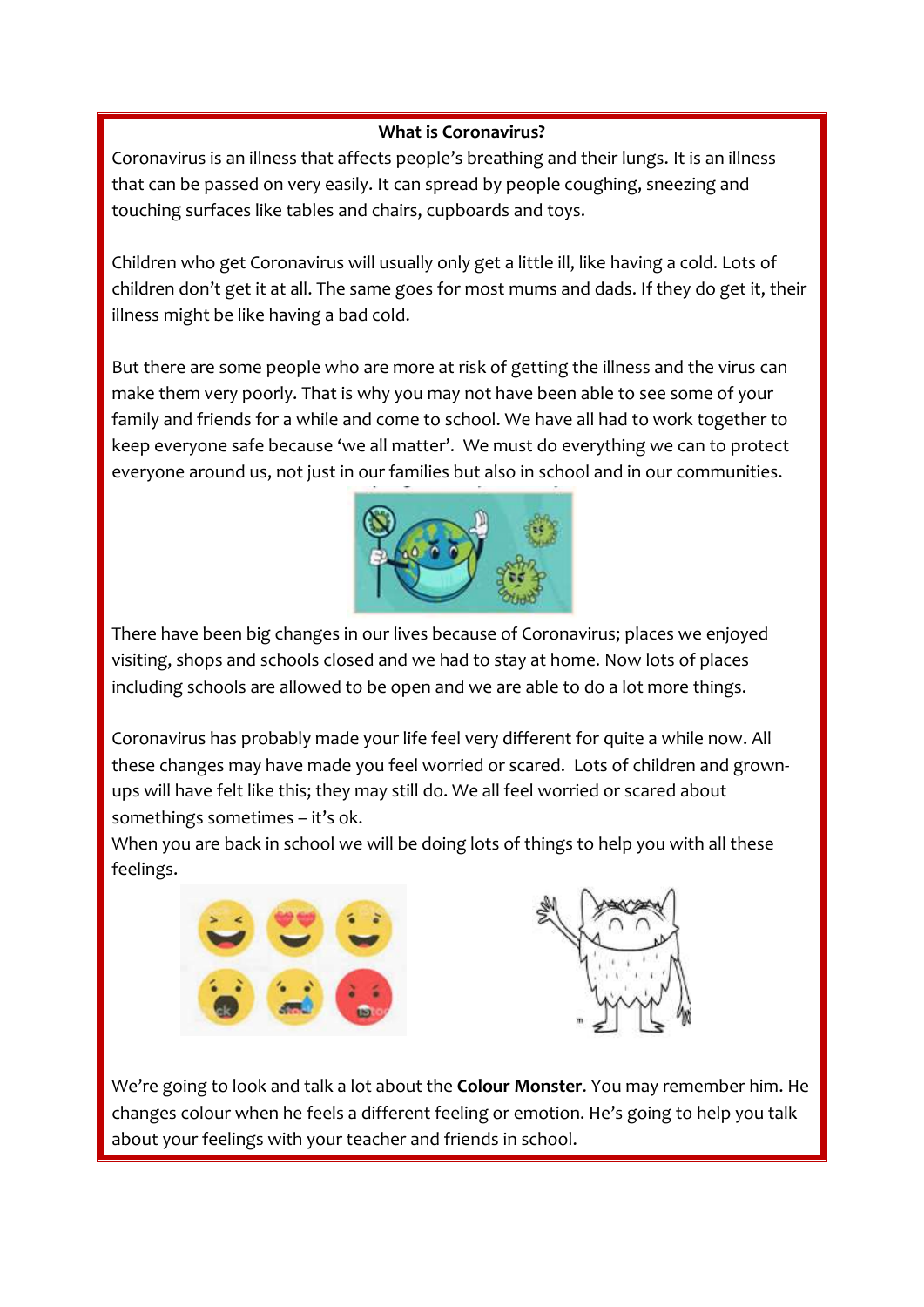**What is Coronavirus?**

Coronavirus is an illness that affects people's breathing and their lungs. It is an illness that can be passed on very easily. It can spread by people coughing, sneezing and touching surfaces like tables and chairs, cupboards and toys.

Children who get Coronavirus will usually only get a little ill, like having a cold. Lots of children don't get it at all. The same goes for most mums and dads. If they do get it, their illness might be like having a bad cold.

But there are some people who are more at risk of getting the illness and the virus can make them very poorly. That is why you may not have been able to see some of your family and friends for a while and come to school. We have all had to work together to keep everyone safe because 'we all matter'. We must do everything we can to protect everyone around us, not just in our families but also in school and in our communities.

There have been big changes in our lives because of Coronavirus; places we enjoyed visiting, shops and schools closed and we had to stay at home. Now lots of places including schools are allowed to be open and we are able to do a lot more things.

Coronavirus has probably made your life feel very different for quite a while now. All these changes may have made you feel worried or scared. Lots of children and grown-ups will have felt like this; they may still do. We all feel worried or scared about somethings sometimes – it's ok.

When you are back in school we will be doing lots of things to help you with all these feelings.

We're going to look and talk a lot about the **Colour Monster**. You may remember him. He changes colour when he feels a different feeling or emotion. He's going to help you talk about your feelings with your teacher and friends in school.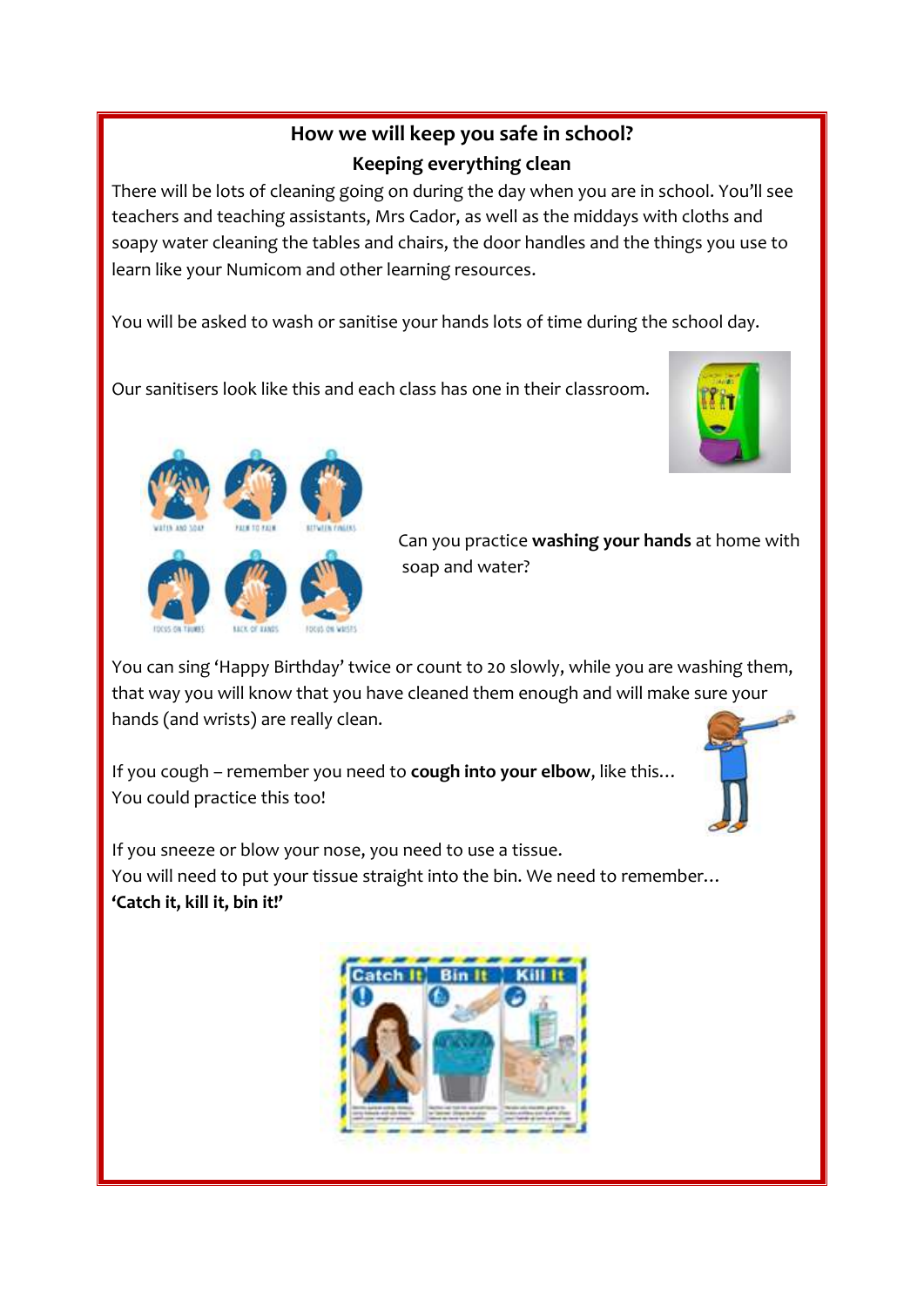## How we will keep you safe in school?

### Keeping everything clean

There will be lots of cleaning going on during the day when you are in school. You'll see teachers and teaching assistants, Mrs Cador, as well as the middays with cloths and soapy water cleaning the tables and chairs, the door handles and the things you use to learn like your Numicom and other learning resources.

You will be asked to wash or sanitise your hands lots of time during the school day.

Our sanitisers look like this and each class has one in their classroom.

Can you practice **washing your hands** at home with soap and water?

You can sing 'Happy Birthday' twice or count to 20 slowly, while you are washing them, that way you will know that you have cleaned them enough and will make sure your hands (and wrists) are really clean.

If you cough – remember you need to **cough into your elbow**, like this… You could practice this too!

If you sneeze or blow your nose, you need to use a tissue.
You will need to put your tissue straight into the bin. We need to remember…
**'Catch it, kill it, bin it!'**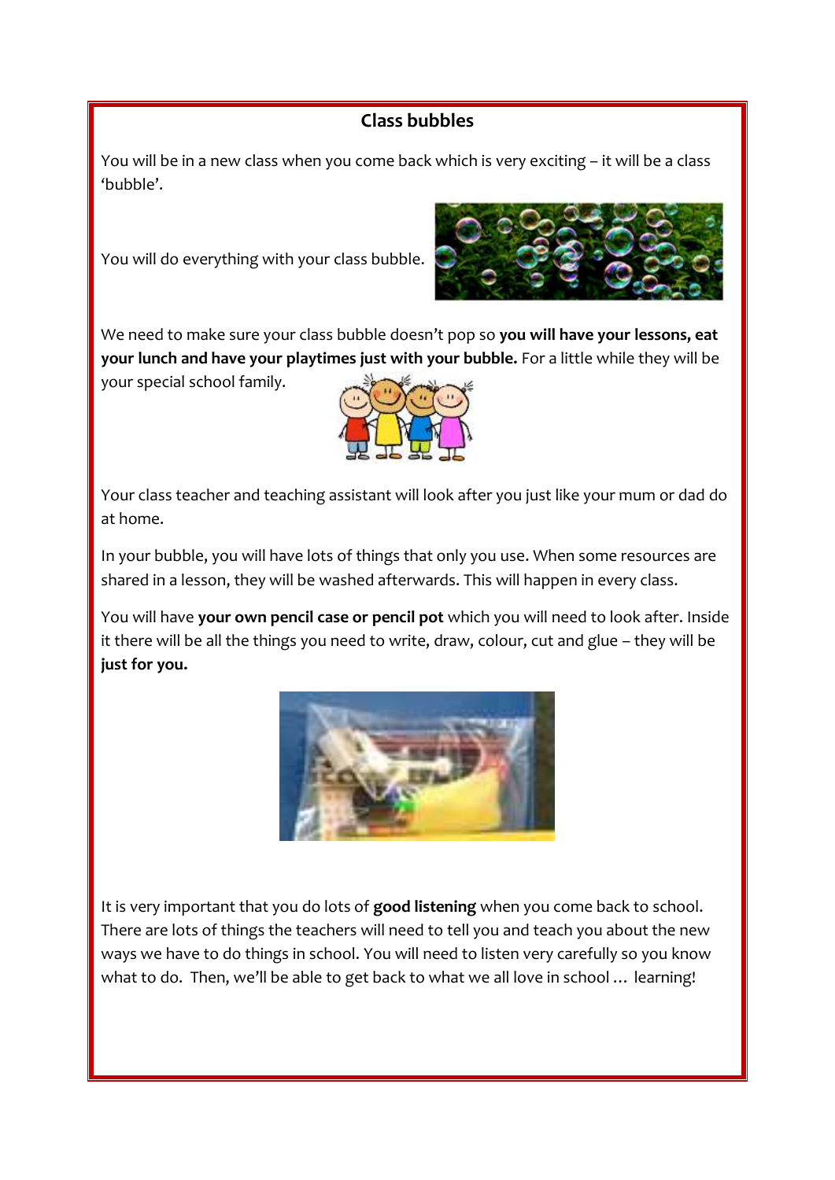## Class bubbles

You will be in a new class when you come back which is very exciting – it will be a class 'bubble'.

You will do everything with your class bubble.

We need to make sure your class bubble doesn't pop so **you will have your lessons, eat your lunch and have your playtimes just with your bubble.** For a little while they will be your special school family.

Your class teacher and teaching assistant will look after you just like your mum or dad do at home.

In your bubble, you will have lots of things that only you use. When some resources are shared in a lesson, they will be washed afterwards. This will happen in every class.

You will have **your own pencil case or pencil pot** which you will need to look after. Inside it there will be all the things you need to write, draw, colour, cut and glue – they will be **just for you.**

It is very important that you do lots of **good listening** when you come back to school. There are lots of things the teachers will need to tell you and teach you about the new ways we have to do things in school. You will need to listen very carefully so you know what to do. Then, we'll be able to get back to what we all love in school … learning!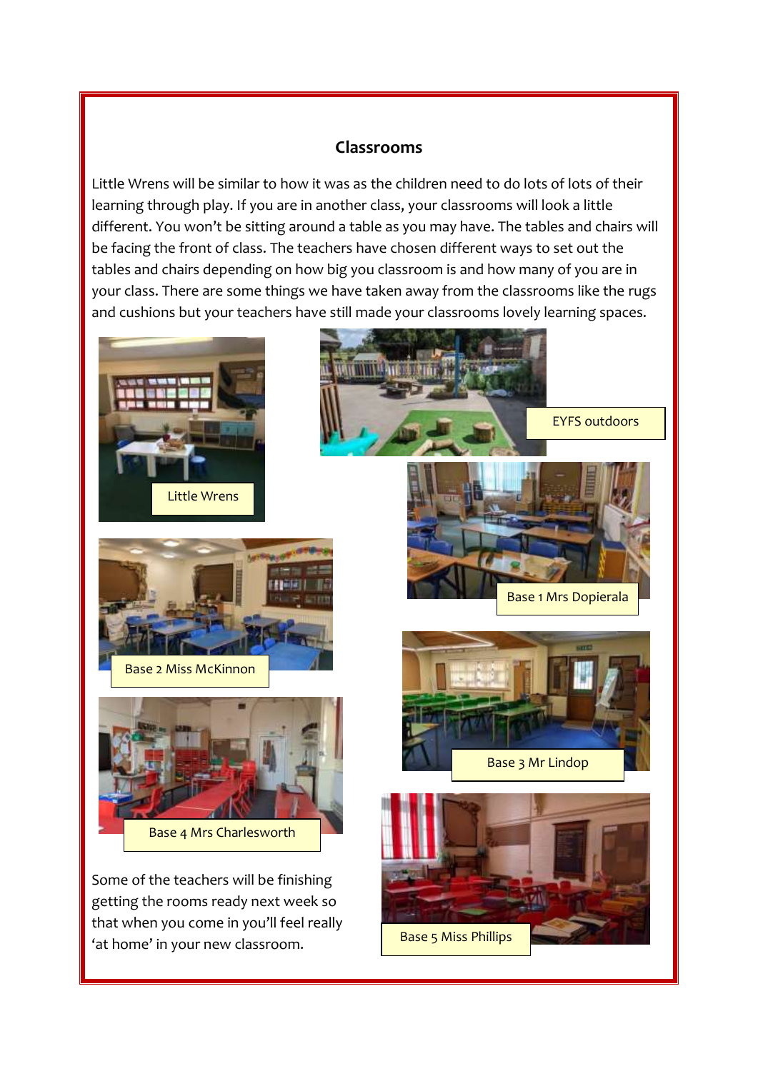## Classrooms

Little Wrens will be similar to how it was as the children need to do lots of lots of their learning through play. If you are in another class, your classrooms will look a little different. You won't be sitting around a table as you may have. The tables and chairs will be facing the front of class. The teachers have chosen different ways to set out the tables and chairs depending on how big you classroom is and how many of you are in your class. There are some things we have taken away from the classrooms like the rugs and cushions but your teachers have still made your classrooms lovely learning spaces.

Little Wrens

EYFS outdoors

Base 1 Mrs Dopierala

Base 2 Miss McKinnon

Base 3 Mr Lindop

Base 4 Mrs Charlesworth

Base 5 Miss Phillips

Some of the teachers will be finishing getting the rooms ready next week so that when you come in you'll feel really 'at home' in your new classroom.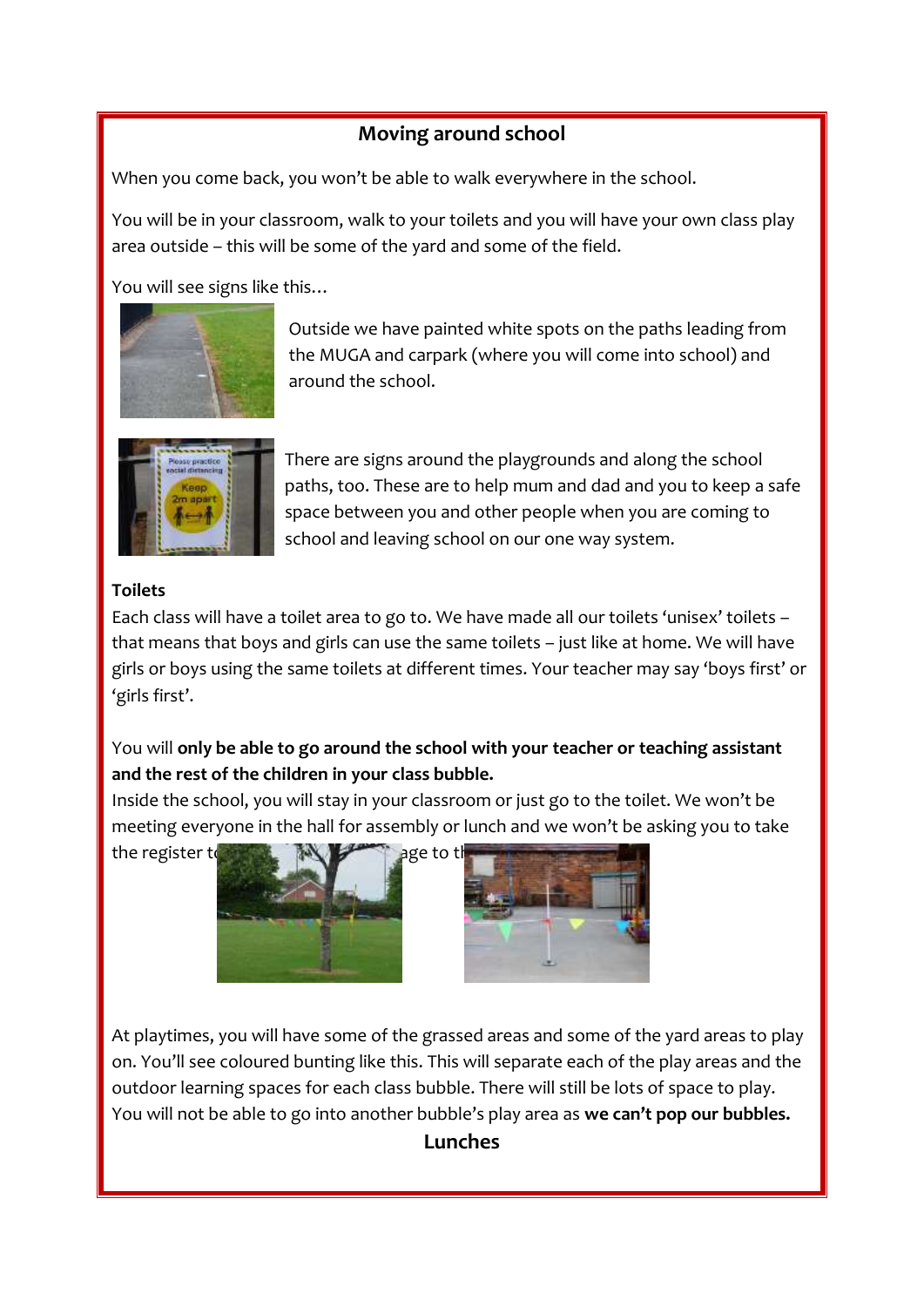## Moving around school

When you come back, you won't be able to walk everywhere in the school.

You will be in your classroom, walk to your toilets and you will have your own class play area outside – this will be some of the yard and some of the field.

You will see signs like this…

Outside we have painted white spots on the paths leading from the MUGA and carpark (where you will come into school) and around the school.

There are signs around the playgrounds and along the school paths, too. These are to help mum and dad and you to keep a safe space between you and other people when you are coming to school and leaving school on our one way system.

**Toilets**

Each class will have a toilet area to go to. We have made all our toilets 'unisex' toilets – that means that boys and girls can use the same toilets – just like at home. We will have girls or boys using the same toilets at different times. Your teacher may say 'boys first' or 'girls first'.

You will **only be able to go around the school with your teacher or teaching assistant and the rest of the children in your class bubble.**

Inside the school, you will stay in your classroom or just go to the toilet. We won't be meeting everyone in the hall for assembly or lunch and we won't be asking you to take the register to … age to th…

At playtimes, you will have some of the grassed areas and some of the yard areas to play on. You'll see coloured bunting like this. This will separate each of the play areas and the outdoor learning spaces for each class bubble. There will still be lots of space to play. You will not be able to go into another bubble's play area as **we can't pop our bubbles.**

## Lunches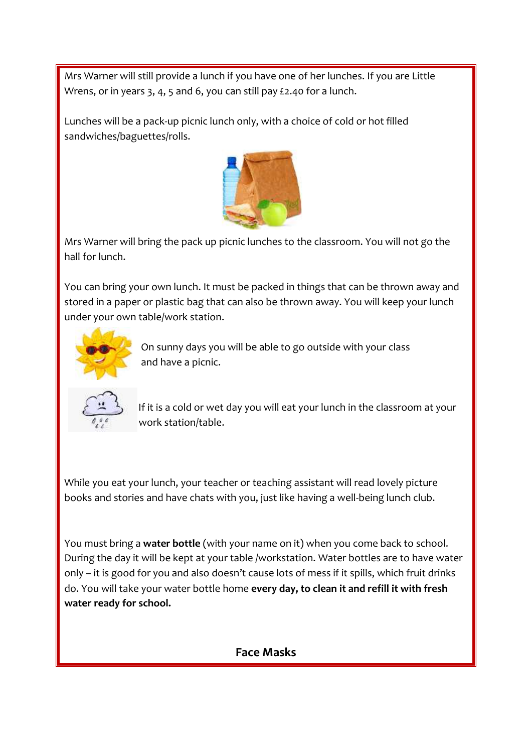Mrs Warner will still provide a lunch if you have one of her lunches. If you are Little Wrens, or in years 3, 4, 5 and 6, you can still pay £2.40 for a lunch.

Lunches will be a pack-up picnic lunch only, with a choice of cold or hot filled sandwiches/baguettes/rolls.

Mrs Warner will bring the pack up picnic lunches to the classroom. You will not go the hall for lunch.

You can bring your own lunch. It must be packed in things that can be thrown away and stored in a paper or plastic bag that can also be thrown away. You will keep your lunch under your own table/work station.

On sunny days you will be able to go outside with your class and have a picnic.

If it is a cold or wet day you will eat your lunch in the classroom at your work station/table.

While you eat your lunch, your teacher or teaching assistant will read lovely picture books and stories and have chats with you, just like having a well-being lunch club.

You must bring a **water bottle** (with your name on it) when you come back to school. During the day it will be kept at your table /workstation. Water bottles are to have water only – it is good for you and also doesn't cause lots of mess if it spills, which fruit drinks do. You will take your water bottle home **every day, to clean it and refill it with fresh water ready for school.**

## Face Masks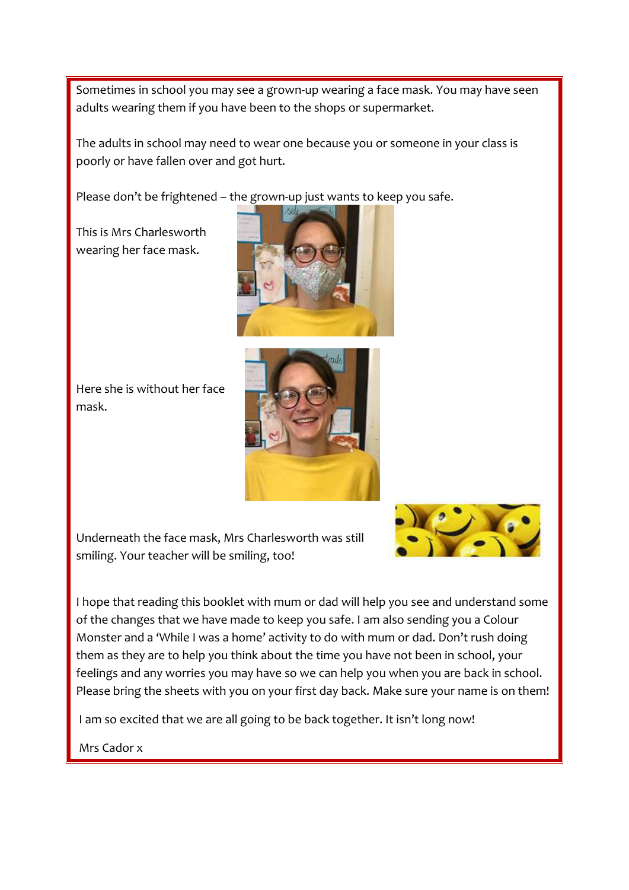Sometimes in school you may see a grown-up wearing a face mask. You may have seen adults wearing them if you have been to the shops or supermarket.

The adults in school may need to wear one because you or someone in your class is poorly or have fallen over and got hurt.

Please don't be frightened – the grown-up just wants to keep you safe.

This is Mrs Charlesworth wearing her face mask.

Here she is without her face mask.

Underneath the face mask, Mrs Charlesworth was still smiling. Your teacher will be smiling, too!

I hope that reading this booklet with mum or dad will help you see and understand some of the changes that we have made to keep you safe. I am also sending you a Colour Monster and a 'While I was a home' activity to do with mum or dad. Don't rush doing them as they are to help you think about the time you have not been in school, your feelings and any worries you may have so we can help you when you are back in school. Please bring the sheets with you on your first day back. Make sure your name is on them!

I am so excited that we are all going to be back together. It isn't long now!

Mrs Cador x